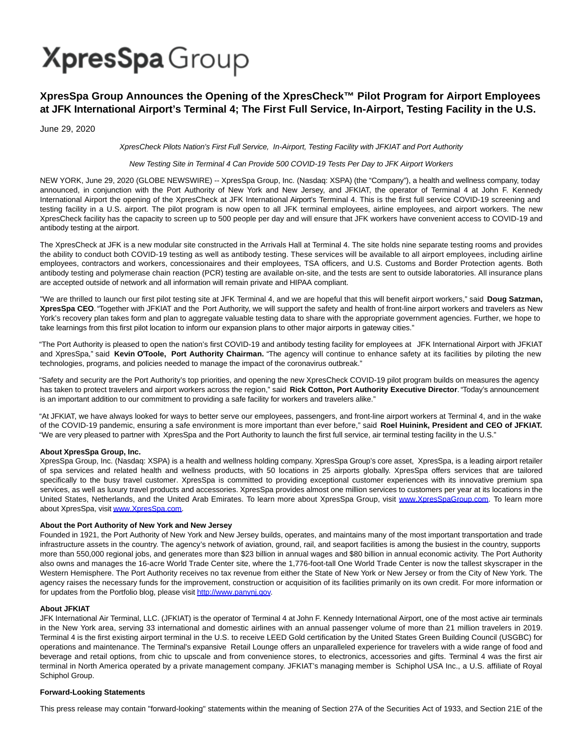# XpresSpa Group

## XpresSpa Group Announces the Opening of the XpresCheck™ Pilot Program for Airport Employees at JFK International Airport's Terminal 4; The First Full Service, In-Airport, Testing Facility in the U.S.

June 29, 2020

*XpresCheck Pilots Nation's First Full Service, In-Airport, Testing Facility with JFKIAT and Port Authority*

*New Testing Site in Terminal 4 Can Provide 500 COVID-19 Tests Per Day to JFK Airport Workers*

NEW YORK, June 29, 2020 (GLOBE NEWSWIRE) -- XpresSpa Group, Inc. (Nasdaq: XSPA) (the "Company"), a health and wellness company, today announced, in conjunction with the Port Authority of New York and New Jersey, and JFKIAT, the operator of Terminal 4 at John F. Kennedy International Airport the opening of the XpresCheck at JFK International Airport's Terminal 4. This is the first full service COVID-19 screening and testing facility in a U.S. airport. The pilot program is now open to all JFK terminal employees, airline employees, and airport workers. The new XpresCheck facility has the capacity to screen up to 500 people per day and will ensure that JFK workers have convenient access to COVID-19 and antibody testing at the airport.

The XpresCheck at JFK is a new modular site constructed in the Arrivals Hall at Terminal 4. The site holds nine separate testing rooms and provides the ability to conduct both COVID-19 testing as well as antibody testing. These services will be available to all airport employees, including airline employees, contractors and workers, concessionaires and their employees, TSA officers, and U.S. Customs and Border Protection agents. Both antibody testing and polymerase chain reaction (PCR) testing are available on-site, and the tests are sent to outside laboratories. All insurance plans are accepted outside of network and all information will remain private and HIPAA compliant.

"We are thrilled to launch our first pilot testing site at JFK Terminal 4, and we are hopeful that this will benefit airport workers," said **Doug Satzman, XpresSpa CEO**. "Together with JFKIAT and the Port Authority, we will support the safety and health of front-line airport workers and travelers as New York's recovery plan takes form and plan to aggregate valuable testing data to share with the appropriate government agencies. Further, we hope to take learnings from this first pilot location to inform our expansion plans to other major airports in gateway cities."

"The Port Authority is pleased to open the nation's first COVID-19 and antibody testing facility for employees at JFK International Airport with JFKIAT and XpresSpa," said **Kevin O'Toole, Port Authority Chairman.** "The agency will continue to enhance safety at its facilities by piloting the new technologies, programs, and policies needed to manage the impact of the coronavirus outbreak."

"Safety and security are the Port Authority's top priorities, and opening the new XpresCheck COVID-19 pilot program builds on measures the agency has taken to protect travelers and airport workers across the region," said **Rick Cotton, Port Authority Executive Director**. "Today's announcement is an important addition to our commitment to providing a safe facility for workers and travelers alike."

"At JFKIAT, we have always looked for ways to better serve our employees, passengers, and front-line airport workers at Terminal 4, and in the wake of the COVID-19 pandemic, ensuring a safe environment is more important than ever before," said **Roel Huinink, President and CEO of JFKIAT.** "We are very pleased to partner with XpresSpa and the Port Authority to launch the first full service, air terminal testing facility in the U.S."

**About XpresSpa Group, Inc.**
XpresSpa Group, Inc. (Nasdaq: XSPA) is a health and wellness holding company. XpresSpa Group's core asset, XpresSpa, is a leading airport retailer of spa services and related health and wellness products, with 50 locations in 25 airports globally. XpresSpa offers services that are tailored specifically to the busy travel customer. XpresSpa is committed to providing exceptional customer experiences with its innovative premium spa services, as well as luxury travel products and accessories. XpresSpa provides almost one million services to customers per year at its locations in the United States, Netherlands, and the United Arab Emirates. To learn more about XpresSpa Group, visit [www.XpresSpaGroup.com](http://www.XpresSpaGroup.com). To learn more about XpresSpa, visit [www.XpresSpa.com](http://www.XpresSpa.com).

**About the Port Authority of New York and New Jersey**
Founded in 1921, the Port Authority of New York and New Jersey builds, operates, and maintains many of the most important transportation and trade infrastructure assets in the country. The agency's network of aviation, ground, rail, and seaport facilities is among the busiest in the country, supports more than 550,000 regional jobs, and generates more than $23 billion in annual wages and $80 billion in annual economic activity. The Port Authority also owns and manages the 16-acre World Trade Center site, where the 1,776-foot-tall One World Trade Center is now the tallest skyscraper in the Western Hemisphere. The Port Authority receives no tax revenue from either the State of New York or New Jersey or from the City of New York. The agency raises the necessary funds for the improvement, construction or acquisition of its facilities primarily on its own credit. For more information or for updates from the Portfolio blog, please visit [http://www.panynj.gov](http://www.panynj.gov).

**About JFKIAT**
JFK International Air Terminal, LLC. (JFKIAT) is the operator of Terminal 4 at John F. Kennedy International Airport, one of the most active air terminals in the New York area, serving 33 international and domestic airlines with an annual passenger volume of more than 21 million travelers in 2019. Terminal 4 is the first existing airport terminal in the U.S. to receive LEED Gold certification by the United States Green Building Council (USGBC) for operations and maintenance. The Terminal's expansive Retail Lounge offers an unparalleled experience for travelers with a wide range of food and beverage and retail options, from chic to upscale and from convenience stores, to electronics, accessories and gifts. Terminal 4 was the first air terminal in North America operated by a private management company. JFKIAT's managing member is Schiphol USA Inc., a U.S. affiliate of Royal Schiphol Group.

**Forward-Looking Statements**

This press release may contain "forward-looking" statements within the meaning of Section 27A of the Securities Act of 1933, and Section 21E of the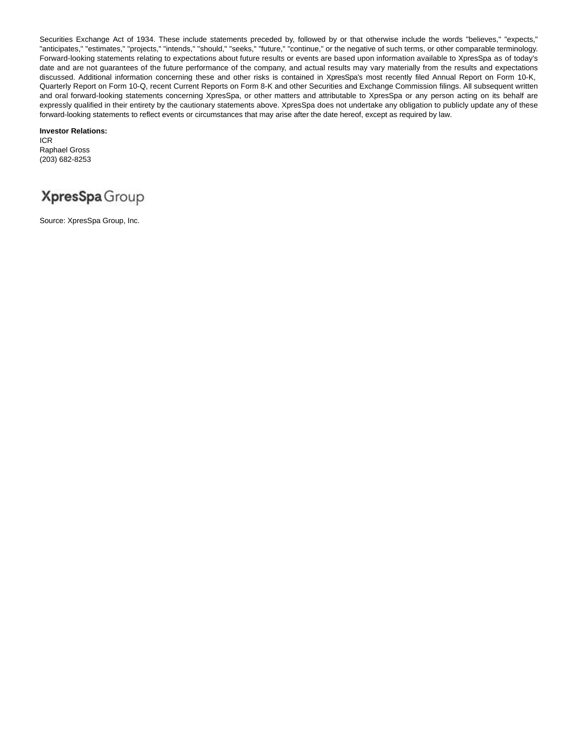Securities Exchange Act of 1934. These include statements preceded by, followed by or that otherwise include the words "believes," "expects," "anticipates," "estimates," "projects," "intends," "should," "seeks," "future," "continue," or the negative of such terms, or other comparable terminology. Forward-looking statements relating to expectations about future results or events are based upon information available to XpresSpa as of today's date and are not guarantees of the future performance of the company, and actual results may vary materially from the results and expectations discussed. Additional information concerning these and other risks is contained in XpresSpa's most recently filed Annual Report on Form 10-K, Quarterly Report on Form 10-Q, recent Current Reports on Form 8-K and other Securities and Exchange Commission filings. All subsequent written and oral forward-looking statements concerning XpresSpa, or other matters and attributable to XpresSpa or any person acting on its behalf are expressly qualified in their entirety by the cautionary statements above. XpresSpa does not undertake any obligation to publicly update any of these forward-looking statements to reflect events or circumstances that may arise after the date hereof, except as required by law.

**Investor Relations:**
ICR
Raphael Gross
(203) 682-8253

XpresSpa Group

Source: XpresSpa Group, Inc.